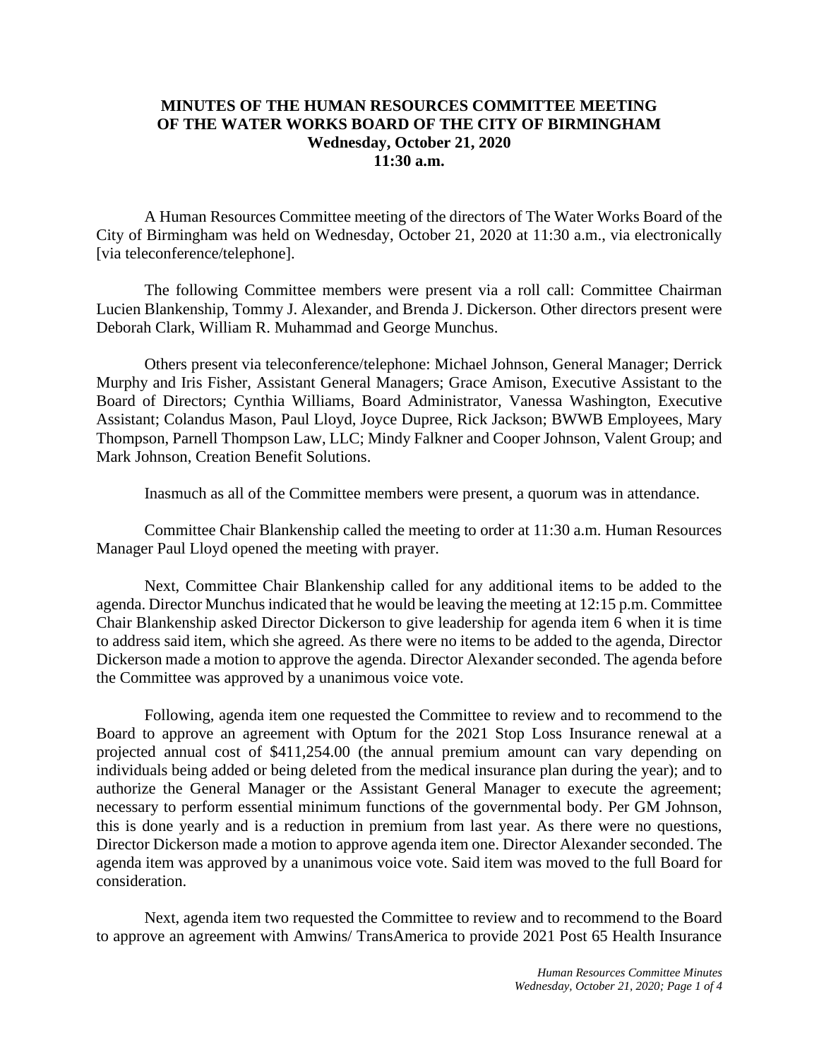# MINUTES OF THE HUMAN RESOURCES COMMITTEE MEETING OF THE WATER WORKS BOARD OF THE CITY OF BIRMINGHAM

**Wednesday, October 21, 2020**
**11:30 a.m.**

A Human Resources Committee meeting of the directors of The Water Works Board of the City of Birmingham was held on Wednesday, October 21, 2020 at 11:30 a.m., via electronically [via teleconference/telephone].

The following Committee members were present via a roll call: Committee Chairman Lucien Blankenship, Tommy J. Alexander, and Brenda J. Dickerson. Other directors present were Deborah Clark, William R. Muhammad and George Munchus.

Others present via teleconference/telephone: Michael Johnson, General Manager; Derrick Murphy and Iris Fisher, Assistant General Managers; Grace Amison, Executive Assistant to the Board of Directors; Cynthia Williams, Board Administrator, Vanessa Washington, Executive Assistant; Colandus Mason, Paul Lloyd, Joyce Dupree, Rick Jackson; BWWB Employees, Mary Thompson, Parnell Thompson Law, LLC; Mindy Falkner and Cooper Johnson, Valent Group; and Mark Johnson, Creation Benefit Solutions.

Inasmuch as all of the Committee members were present, a quorum was in attendance.

Committee Chair Blankenship called the meeting to order at 11:30 a.m. Human Resources Manager Paul Lloyd opened the meeting with prayer.

Next, Committee Chair Blankenship called for any additional items to be added to the agenda. Director Munchus indicated that he would be leaving the meeting at 12:15 p.m. Committee Chair Blankenship asked Director Dickerson to give leadership for agenda item 6 when it is time to address said item, which she agreed. As there were no items to be added to the agenda, Director Dickerson made a motion to approve the agenda. Director Alexander seconded. The agenda before the Committee was approved by a unanimous voice vote.

Following, agenda item one requested the Committee to review and to recommend to the Board to approve an agreement with Optum for the 2021 Stop Loss Insurance renewal at a projected annual cost of $411,254.00 (the annual premium amount can vary depending on individuals being added or being deleted from the medical insurance plan during the year); and to authorize the General Manager or the Assistant General Manager to execute the agreement; necessary to perform essential minimum functions of the governmental body. Per GM Johnson, this is done yearly and is a reduction in premium from last year. As there were no questions, Director Dickerson made a motion to approve agenda item one. Director Alexander seconded. The agenda item was approved by a unanimous voice vote. Said item was moved to the full Board for consideration.

Next, agenda item two requested the Committee to review and to recommend to the Board to approve an agreement with Amwins/ TransAmerica to provide 2021 Post 65 Health Insurance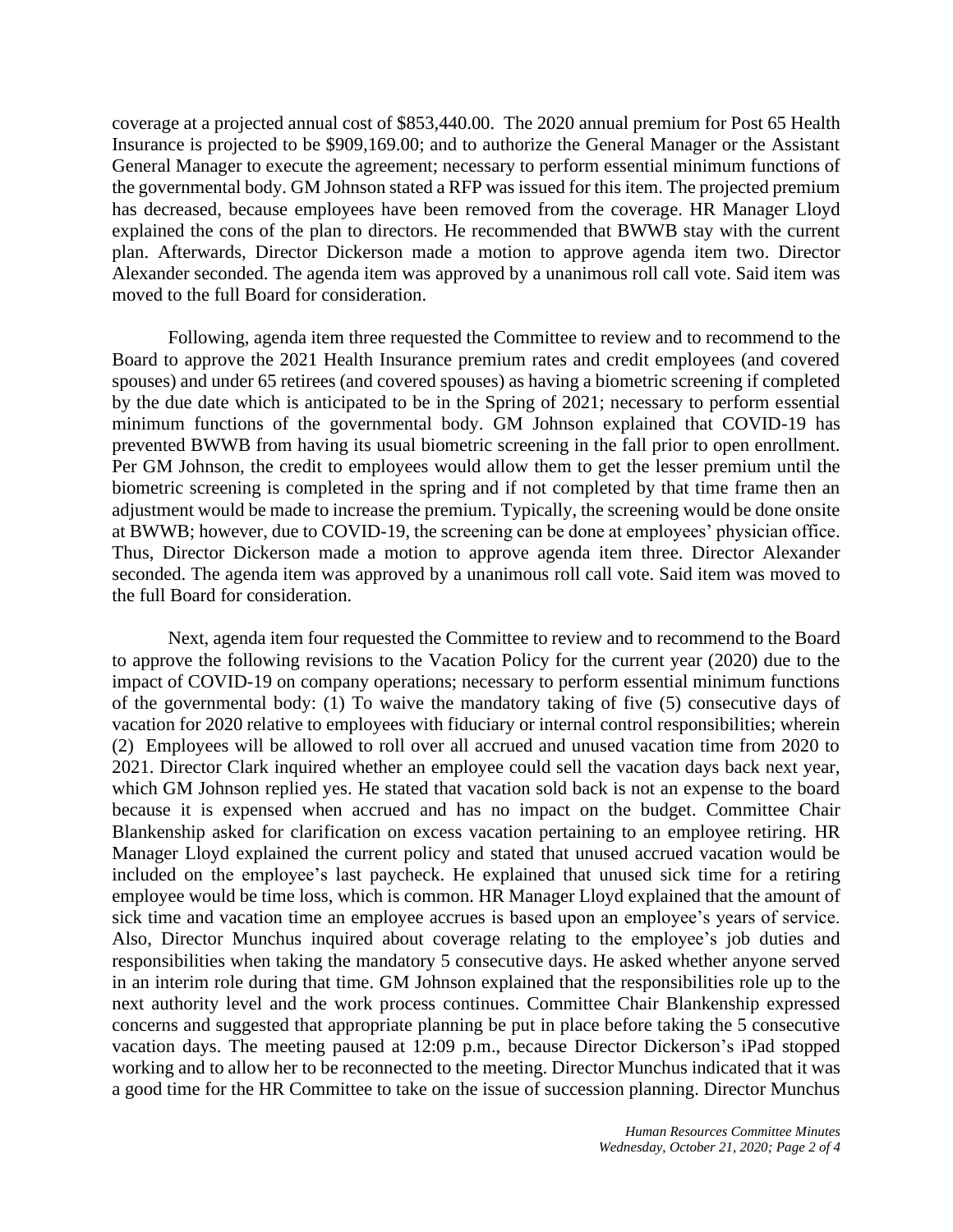coverage at a projected annual cost of $853,440.00. The 2020 annual premium for Post 65 Health Insurance is projected to be $909,169.00; and to authorize the General Manager or the Assistant General Manager to execute the agreement; necessary to perform essential minimum functions of the governmental body. GM Johnson stated a RFP was issued for this item. The projected premium has decreased, because employees have been removed from the coverage. HR Manager Lloyd explained the cons of the plan to directors. He recommended that BWWB stay with the current plan. Afterwards, Director Dickerson made a motion to approve agenda item two. Director Alexander seconded. The agenda item was approved by a unanimous roll call vote. Said item was moved to the full Board for consideration.

Following, agenda item three requested the Committee to review and to recommend to the Board to approve the 2021 Health Insurance premium rates and credit employees (and covered spouses) and under 65 retirees (and covered spouses) as having a biometric screening if completed by the due date which is anticipated to be in the Spring of 2021; necessary to perform essential minimum functions of the governmental body. GM Johnson explained that COVID-19 has prevented BWWB from having its usual biometric screening in the fall prior to open enrollment. Per GM Johnson, the credit to employees would allow them to get the lesser premium until the biometric screening is completed in the spring and if not completed by that time frame then an adjustment would be made to increase the premium. Typically, the screening would be done onsite at BWWB; however, due to COVID-19, the screening can be done at employees' physician office. Thus, Director Dickerson made a motion to approve agenda item three. Director Alexander seconded. The agenda item was approved by a unanimous roll call vote. Said item was moved to the full Board for consideration.

Next, agenda item four requested the Committee to review and to recommend to the Board to approve the following revisions to the Vacation Policy for the current year (2020) due to the impact of COVID-19 on company operations; necessary to perform essential minimum functions of the governmental body: (1) To waive the mandatory taking of five (5) consecutive days of vacation for 2020 relative to employees with fiduciary or internal control responsibilities; wherein (2) Employees will be allowed to roll over all accrued and unused vacation time from 2020 to 2021. Director Clark inquired whether an employee could sell the vacation days back next year, which GM Johnson replied yes. He stated that vacation sold back is not an expense to the board because it is expensed when accrued and has no impact on the budget. Committee Chair Blankenship asked for clarification on excess vacation pertaining to an employee retiring. HR Manager Lloyd explained the current policy and stated that unused accrued vacation would be included on the employee's last paycheck. He explained that unused sick time for a retiring employee would be time loss, which is common. HR Manager Lloyd explained that the amount of sick time and vacation time an employee accrues is based upon an employee's years of service. Also, Director Munchus inquired about coverage relating to the employee's job duties and responsibilities when taking the mandatory 5 consecutive days. He asked whether anyone served in an interim role during that time. GM Johnson explained that the responsibilities role up to the next authority level and the work process continues. Committee Chair Blankenship expressed concerns and suggested that appropriate planning be put in place before taking the 5 consecutive vacation days. The meeting paused at 12:09 p.m., because Director Dickerson's iPad stopped working and to allow her to be reconnected to the meeting. Director Munchus indicated that it was a good time for the HR Committee to take on the issue of succession planning. Director Munchus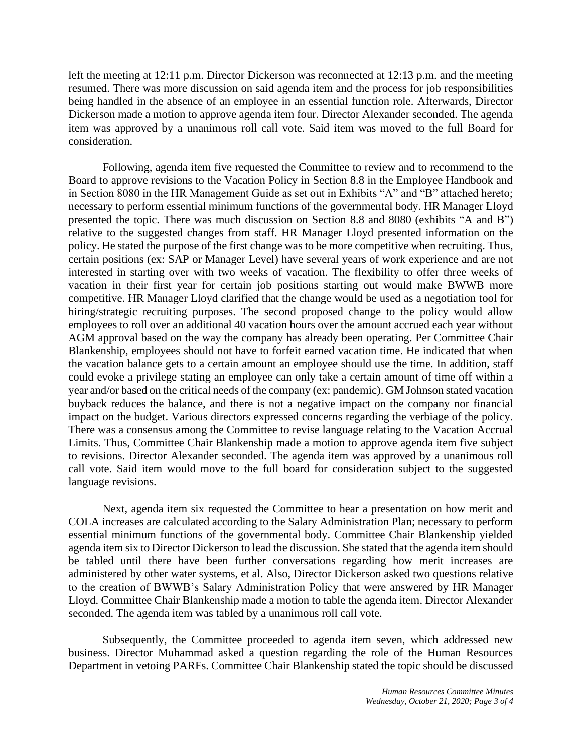left the meeting at 12:11 p.m. Director Dickerson was reconnected at 12:13 p.m. and the meeting resumed. There was more discussion on said agenda item and the process for job responsibilities being handled in the absence of an employee in an essential function role. Afterwards, Director Dickerson made a motion to approve agenda item four. Director Alexander seconded. The agenda item was approved by a unanimous roll call vote. Said item was moved to the full Board for consideration.

Following, agenda item five requested the Committee to review and to recommend to the Board to approve revisions to the Vacation Policy in Section 8.8 in the Employee Handbook and in Section 8080 in the HR Management Guide as set out in Exhibits "A" and "B" attached hereto; necessary to perform essential minimum functions of the governmental body. HR Manager Lloyd presented the topic. There was much discussion on Section 8.8 and 8080 (exhibits "A and B") relative to the suggested changes from staff. HR Manager Lloyd presented information on the policy. He stated the purpose of the first change was to be more competitive when recruiting. Thus, certain positions (ex: SAP or Manager Level) have several years of work experience and are not interested in starting over with two weeks of vacation. The flexibility to offer three weeks of vacation in their first year for certain job positions starting out would make BWWB more competitive. HR Manager Lloyd clarified that the change would be used as a negotiation tool for hiring/strategic recruiting purposes. The second proposed change to the policy would allow employees to roll over an additional 40 vacation hours over the amount accrued each year without AGM approval based on the way the company has already been operating. Per Committee Chair Blankenship, employees should not have to forfeit earned vacation time. He indicated that when the vacation balance gets to a certain amount an employee should use the time. In addition, staff could evoke a privilege stating an employee can only take a certain amount of time off within a year and/or based on the critical needs of the company (ex: pandemic). GM Johnson stated vacation buyback reduces the balance, and there is not a negative impact on the company nor financial impact on the budget. Various directors expressed concerns regarding the verbiage of the policy. There was a consensus among the Committee to revise language relating to the Vacation Accrual Limits. Thus, Committee Chair Blankenship made a motion to approve agenda item five subject to revisions. Director Alexander seconded. The agenda item was approved by a unanimous roll call vote. Said item would move to the full board for consideration subject to the suggested language revisions.

Next, agenda item six requested the Committee to hear a presentation on how merit and COLA increases are calculated according to the Salary Administration Plan; necessary to perform essential minimum functions of the governmental body. Committee Chair Blankenship yielded agenda item six to Director Dickerson to lead the discussion. She stated that the agenda item should be tabled until there have been further conversations regarding how merit increases are administered by other water systems, et al. Also, Director Dickerson asked two questions relative to the creation of BWWB's Salary Administration Policy that were answered by HR Manager Lloyd. Committee Chair Blankenship made a motion to table the agenda item. Director Alexander seconded. The agenda item was tabled by a unanimous roll call vote.

Subsequently, the Committee proceeded to agenda item seven, which addressed new business. Director Muhammad asked a question regarding the role of the Human Resources Department in vetoing PARFs. Committee Chair Blankenship stated the topic should be discussed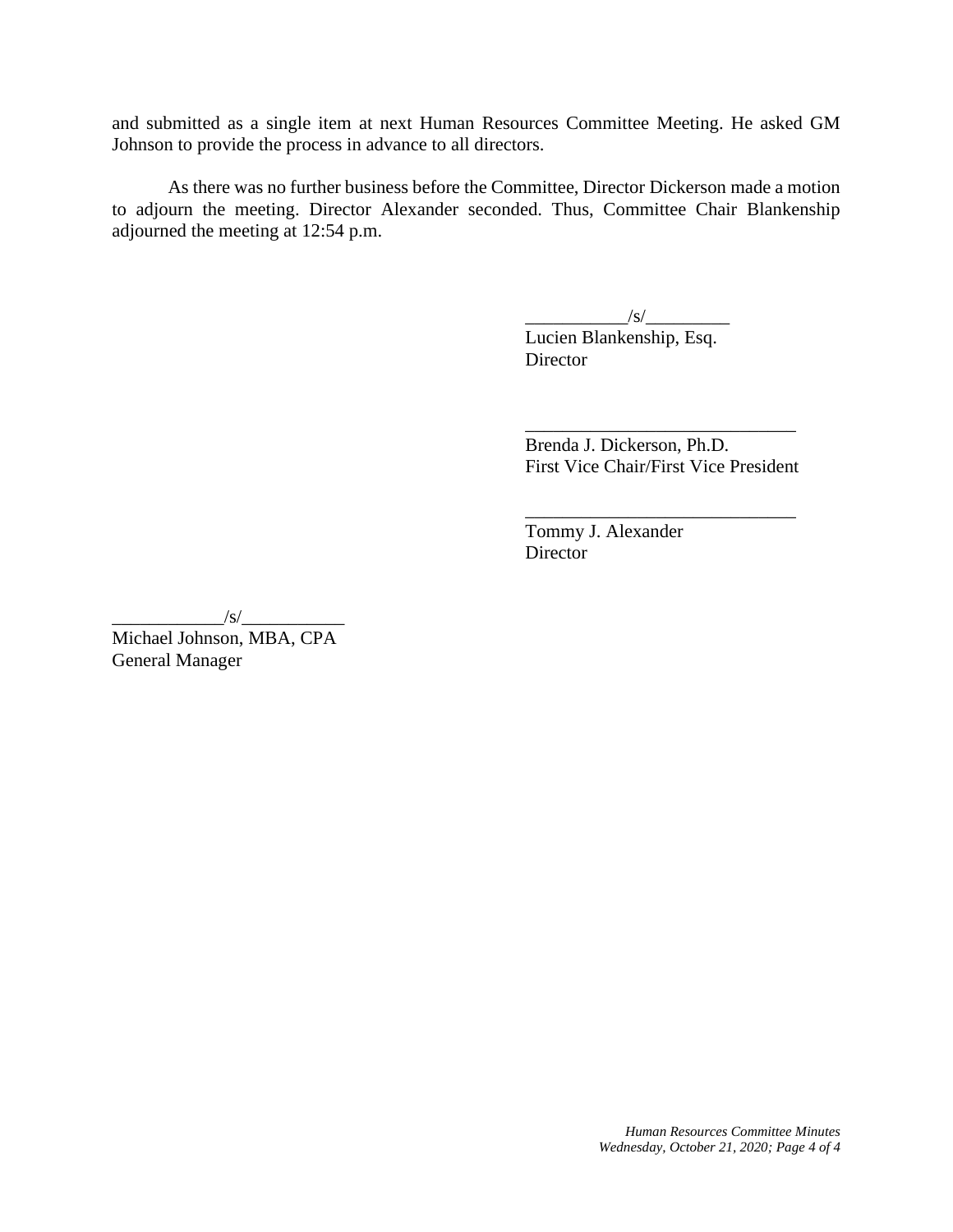and submitted as a single item at next Human Resources Committee Meeting. He asked GM Johnson to provide the process in advance to all directors.

As there was no further business before the Committee, Director Dickerson made a motion to adjourn the meeting. Director Alexander seconded. Thus, Committee Chair Blankenship adjourned the meeting at 12:54 p.m.

___________/s/_________
Lucien Blankenship, Esq.
Director

______________________________
Brenda J. Dickerson, Ph.D.
First Vice Chair/First Vice President

______________________________
Tommy J. Alexander
Director

____________/s/___________
Michael Johnson, MBA, CPA
General Manager